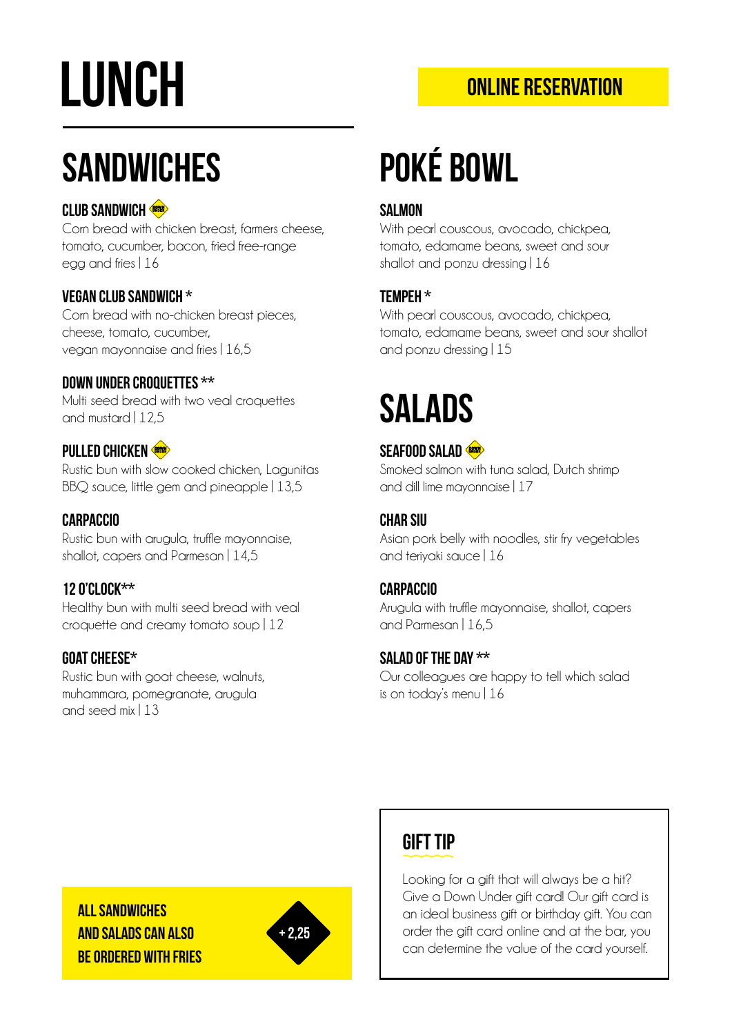# LUNCH

ONLINE RESERVATION

## SANDWICHES

### CLUB SANDWICH
Corn bread with chicken breast, farmers cheese, tomato, cucumber, bacon, fried free-range egg and fries | 16

### VEGAN CLUB SANDWICH *
Corn bread with no-chicken breast pieces, cheese, tomato, cucumber, vegan mayonnaise and fries | 16,5

### DOWN UNDER CROQUETTES **
Multi seed bread with two veal croquettes and mustard | 12,5

### PULLED CHICKEN
Rustic bun with slow cooked chicken, Lagunitas BBQ sauce, little gem and pineapple | 13,5

### CARPACCIO
Rustic bun with arugula, truffle mayonnaise, shallot, capers and Parmesan | 14,5

### 12 O'CLOCK**
Healthy bun with multi seed bread with veal croquette and creamy tomato soup | 12

### GOAT CHEESE*
Rustic bun with goat cheese, walnuts, muhammara, pomegranate, arugula and seed mix | 13

## POKÉ BOWL

### SALMON
With pearl couscous, avocado, chickpea, tomato, edamame beans, sweet and sour shallot and ponzu dressing | 16

### TEMPEH *
With pearl couscous, avocado, chickpea, tomato, edamame beans, sweet and sour shallot and ponzu dressing | 15

## SALADS

### SEAFOOD SALAD
Smoked salmon with tuna salad, Dutch shrimp and dill lime mayonnaise | 17

### CHAR SIU
Asian pork belly with noodles, stir fry vegetables and teriyaki sauce | 16

### CARPACCIO
Arugula with truffle mayonnaise, shallot, capers and Parmesan | 16,5

### SALAD OF THE DAY **
Our colleagues are happy to tell which salad is on today's menu | 16

**ALL SANDWICHES AND SALADS CAN ALSO BE ORDERED WITH FRIES** + 2,25

### GIFT TIP
Looking for a gift that will always be a hit? Give a Down Under gift card! Our gift card is an ideal business gift or birthday gift. You can order the gift card online and at the bar, you can determine the value of the card yourself.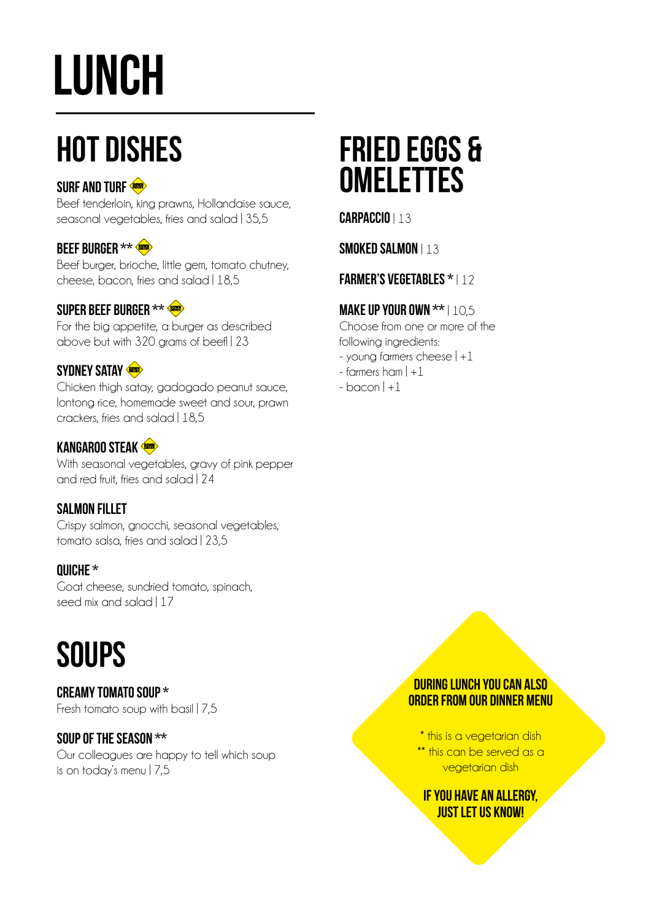# LUNCH

## HOT DISHES

### SURF AND TURF
Beef tenderloin, king prawns, Hollandaise sauce, seasonal vegetables, fries and salad | 35,5

### BEEF BURGER **
Beef burger, brioche, little gem, tomato chutney, cheese, bacon, fries and salad | 18,5

### SUPER BEEF BURGER **
For the big appetite, a burger as described above but with 320 grams of beef! | 23

### SYDNEY SATAY
Chicken thigh satay, gadogado peanut sauce, lontong rice, homemade sweet and sour, prawn crackers, fries and salad | 18,5

### KANGAROO STEAK
With seasonal vegetables, gravy of pink pepper and red fruit, fries and salad | 24

### SALMON FILLET
Crispy salmon, gnocchi, seasonal vegetables, tomato salsa, fries and salad | 23,5

### QUICHE *
Goat cheese, sundried tomato, spinach, seed mix and salad | 17

## SOUPS

### CREAMY TOMATO SOUP *
Fresh tomato soup with basil | 7,5

### SOUP OF THE SEASON **
Our colleagues are happy to tell which soup is on today's menu | 7,5

## FRIED EGGS & OMELETTES

**CARPACCIO** | 13

**SMOKED SALMON** | 13

**FARMER'S VEGETABLES *** | 12

**MAKE UP YOUR OWN **** | 10,5

Choose from one or more of the following ingredients:
- young farmers cheese | +1
- farmers ham | +1
- bacon | +1

**DURING LUNCH YOU CAN ALSO ORDER FROM OUR DINNER MENU**

* this is a vegetarian dish
** this can be served as a vegetarian dish

**IF YOU HAVE AN ALLERGY, JUST LET US KNOW!**